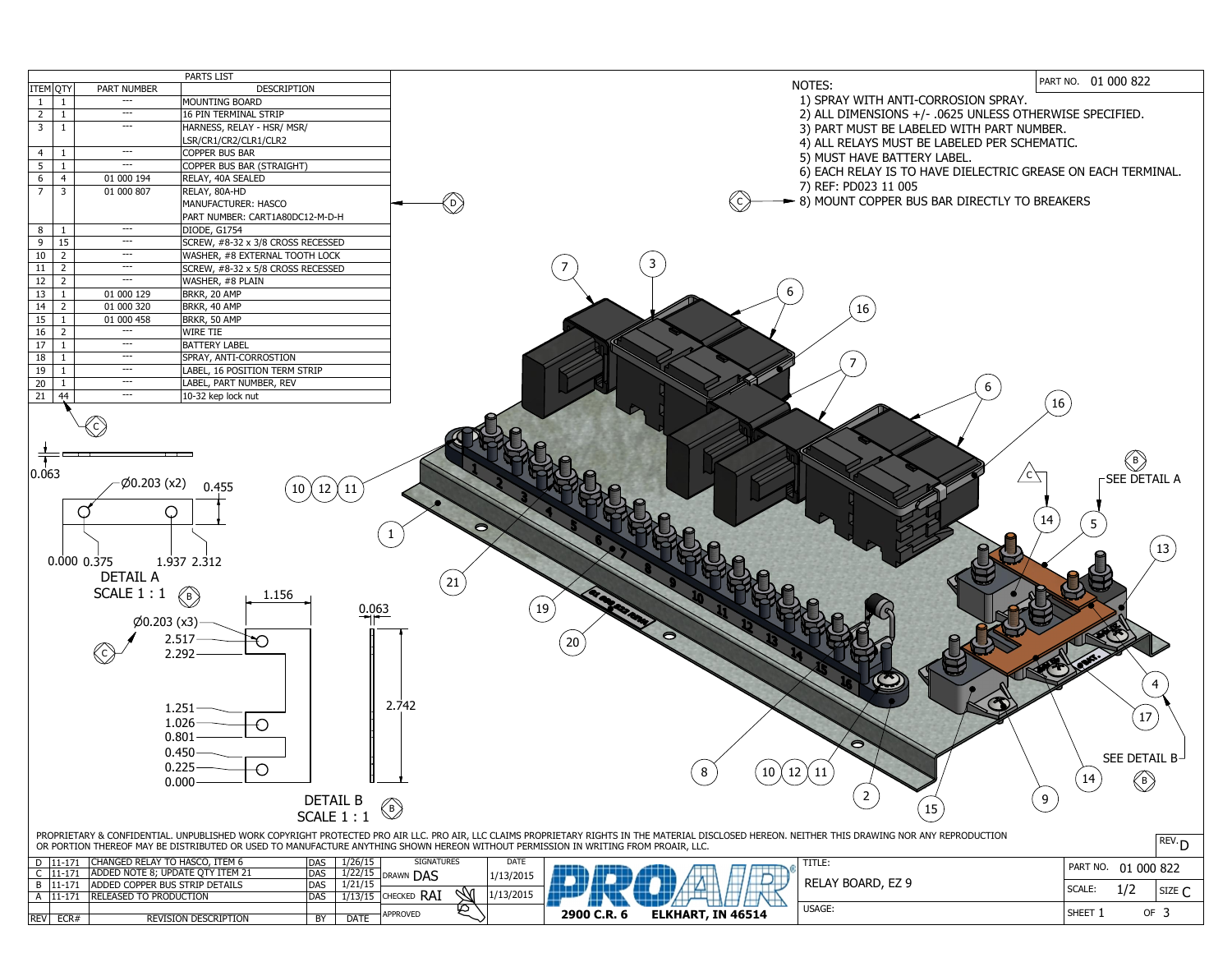## PARTS LIST

| ITEM | QTY | PART NUMBER | DESCRIPTION |
|---|---|---|---|
| 1 | 1 | --- | MOUNTING BOARD |
| 2 | 1 | --- | 16 PIN TERMINAL STRIP |
| 3 | 1 | --- | HARNESS, RELAY - HSR/ MSR/ LSR/CR1/CR2/CLR1/CLR2 |
| 4 | 1 | --- | COPPER BUS BAR |
| 5 | 1 | --- | COPPER BUS BAR (STRAIGHT) |
| 6 | 4 | 01 000 194 | RELAY, 40A SEALED |
| 7 | 3 | 01 000 807 | RELAY, 80A-HD MANUFACTURER: HASCO PART NUMBER: CART1A80DC12-M-D-H |
| 8 | 1 | --- | DIODE, G1754 |
| 9 | 15 | --- | SCREW, #8-32 x 3/8 CROSS RECESSED |
| 10 | 2 | --- | WASHER, #8 EXTERNAL TOOTH LOCK |
| 11 | 2 | --- | SCREW, #8-32 x 5/8 CROSS RECESSED |
| 12 | 2 | --- | WASHER, #8 PLAIN |
| 13 | 1 | 01 000 129 | BRKR, 20 AMP |
| 14 | 2 | 01 000 320 | BRKR, 40 AMP |
| 15 | 1 | 01 000 458 | BRKR, 50 AMP |
| 16 | 2 | --- | WIRE TIE |
| 17 | 1 | --- | BATTERY LABEL |
| 18 | 1 | --- | SPRAY, ANTI-CORROSTION |
| 19 | 1 | --- | LABEL, 16 POSITION TERM STRIP |
| 20 | 1 | --- | LABEL, PART NUMBER, REV |
| 21 | 44 | --- | 10-32 kep lock nut |

PART NO. 01 000 822

NOTES:
1) SPRAY WITH ANTI-CORROSION SPRAY.
2) ALL DIMENSIONS +/- .0625 UNLESS OTHERWISE SPECIFIED.
3) PART MUST BE LABELED WITH PART NUMBER.
4) ALL RELAYS MUST BE LABELED PER SCHEMATIC.
5) MUST HAVE BATTERY LABEL.
6) EACH RELAY IS TO HAVE DIELECTRIC GREASE ON EACH TERMINAL.
7) REF: PD023 11 005
8) MOUNT COPPER BUS BAR DIRECTLY TO BREAKERS

DETAIL A
SCALE 1 : 1

0.063; Ø0.203 (x2); 0.455; 0.000 0.375; 1.937 2.312

DETAIL B
SCALE 1 : 1

1.156; 0.063; Ø0.203 (x3); 2.517; 2.292; 1.251; 1.026; 0.801; 0.450; 0.225; 0.000; 2.742

SEE DETAIL A
SEE DETAIL B

PROPRIETARY & CONFIDENTIAL. UNPUBLISHED WORK COPYRIGHT PROTECTED PRO AIR LLC. PRO AIR, LLC CLAIMS PROPRIETARY RIGHTS IN THE MATERIAL DISCLOSED HEREON. NEITHER THIS DRAWING NOR ANY REPRODUCTION OR PORTION THEREOF MAY BE DISTRIBUTED OR USED TO MANUFACTURE ANYTHING SHOWN HEREON WITHOUT PERMISSION IN WRITING FROM PROAIR, LLC.

| REV | ECR# | REVISION DESCRIPTION | BY | DATE |
|---|---|---|---|---|
| D | 11-171 | CHANGED RELAY TO HASCO, ITEM 6 | DAS | 1/26/15 |
| C | 11-171 | ADDED NOTE 8; UPDATE QTY ITEM 21 | DAS | 1/22/15 |
| B | 11-171 | ADDED COPPER BUS STRIP DETAILS | DAS | 1/21/15 |
| A | 11-171 | RELEASED TO PRODUCTION | DAS | 1/13/15 |

| SIGNATURES | | DATE |
|---|---|---|
| DRAWN | DAS | 1/13/2015 |
| CHECKED | RAI | 1/13/2015 |
| APPROVED | | |

PROAIR — 2900 C.R. 6 ELKHART, IN 46514

TITLE: RELAY BOARD, EZ 9

USAGE:

PART NO. 01 000 822 — REV. D — SCALE: 1/2 — SIZE C — SHEET 1 OF 3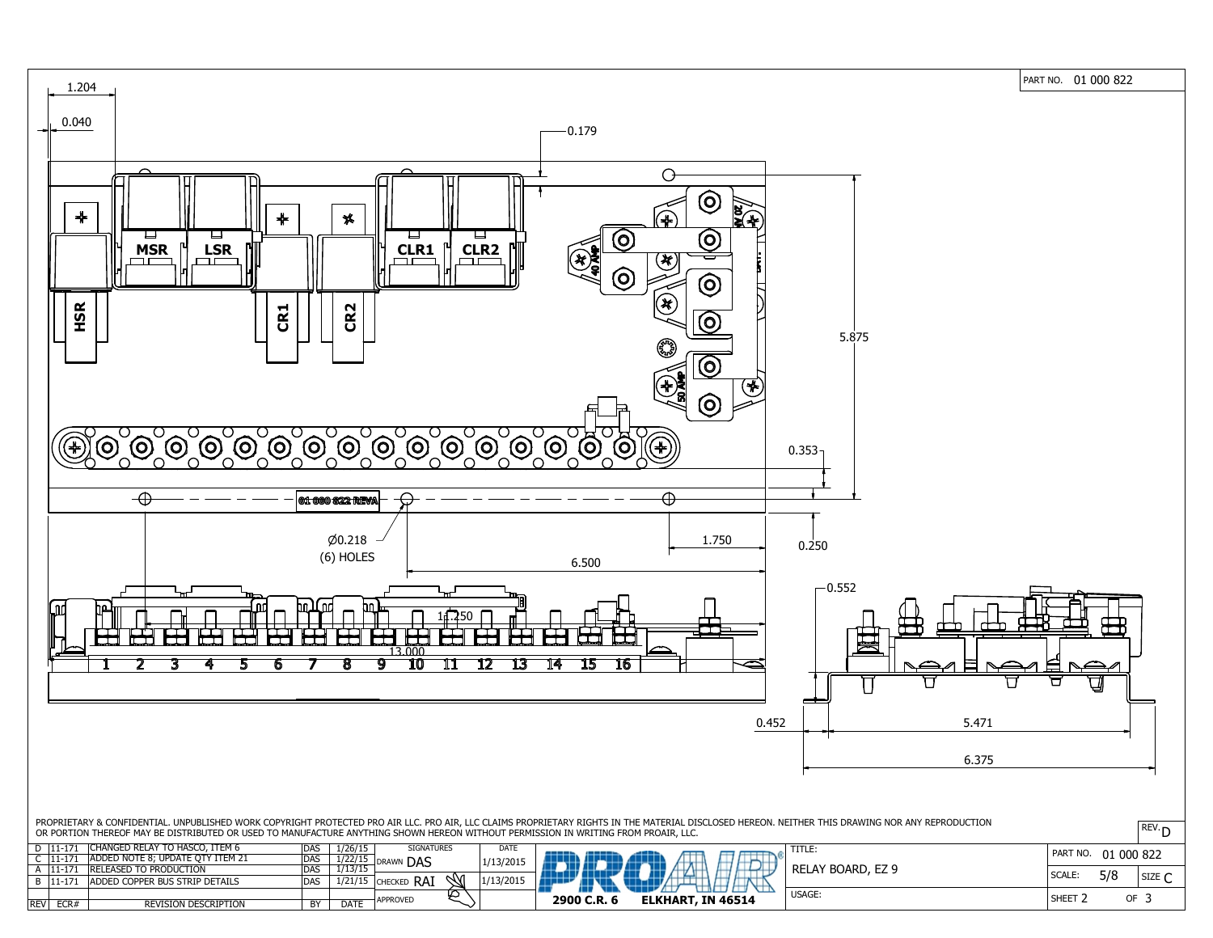PART NO. 01 000 822

1.204

0.040

0.179

5.875

0.353

0.250

Ø0.218
(6) HOLES

1.750

6.500

0.552

11.250

13.000

0.452

5.471

6.375

HSR MSR LSR CR1 CR2 CLR1 CLR2

40 AMP  20 AMP  50 AMP

01 000 822 REVA

1 2 3 4 5 6 7 8 9 10 11 12 13 14 15 16

PROPRIETARY & CONFIDENTIAL. UNPUBLISHED WORK COPYRIGHT PROTECTED PRO AIR LLC. PRO AIR, LLC CLAIMS PROPRIETARY RIGHTS IN THE MATERIAL DISCLOSED HEREON. NEITHER THIS DRAWING NOR ANY REPRODUCTION OR PORTION THEREOF MAY BE DISTRIBUTED OR USED TO MANUFACTURE ANYTHING SHOWN HEREON WITHOUT PERMISSION IN WRITING FROM PROAIR, LLC.

| REV | ECR# | REVISION DESCRIPTION | BY | DATE |
|---|---|---|---|---|
| D | 11-171 | CHANGED RELAY TO HASCO, ITEM 6 | DAS | 1/26/15 |
| C | 11-171 | ADDED NOTE 8; UPDATE QTY ITEM 21 | DAS | 1/22/15 |
| A | 11-171 | RELEASED TO PRODUCTION | DAS | 1/13/15 |
| B | 11-171 | ADDED COPPER BUS STRIP DETAILS | DAS | 1/21/15 |

| SIGNATURES | | DATE |
|---|---|---|
| DRAWN | DAS | 1/13/2015 |
| CHECKED | RAI | 1/13/2015 |
| APPROVED | | |

PROAIR®
2900 C.R. 6 ELKHART, IN 46514

TITLE: RELAY BOARD, EZ 9

USAGE:

PART NO. 01 000 822

REV. D

SCALE: 5/8

SIZE C

SHEET 2 OF 3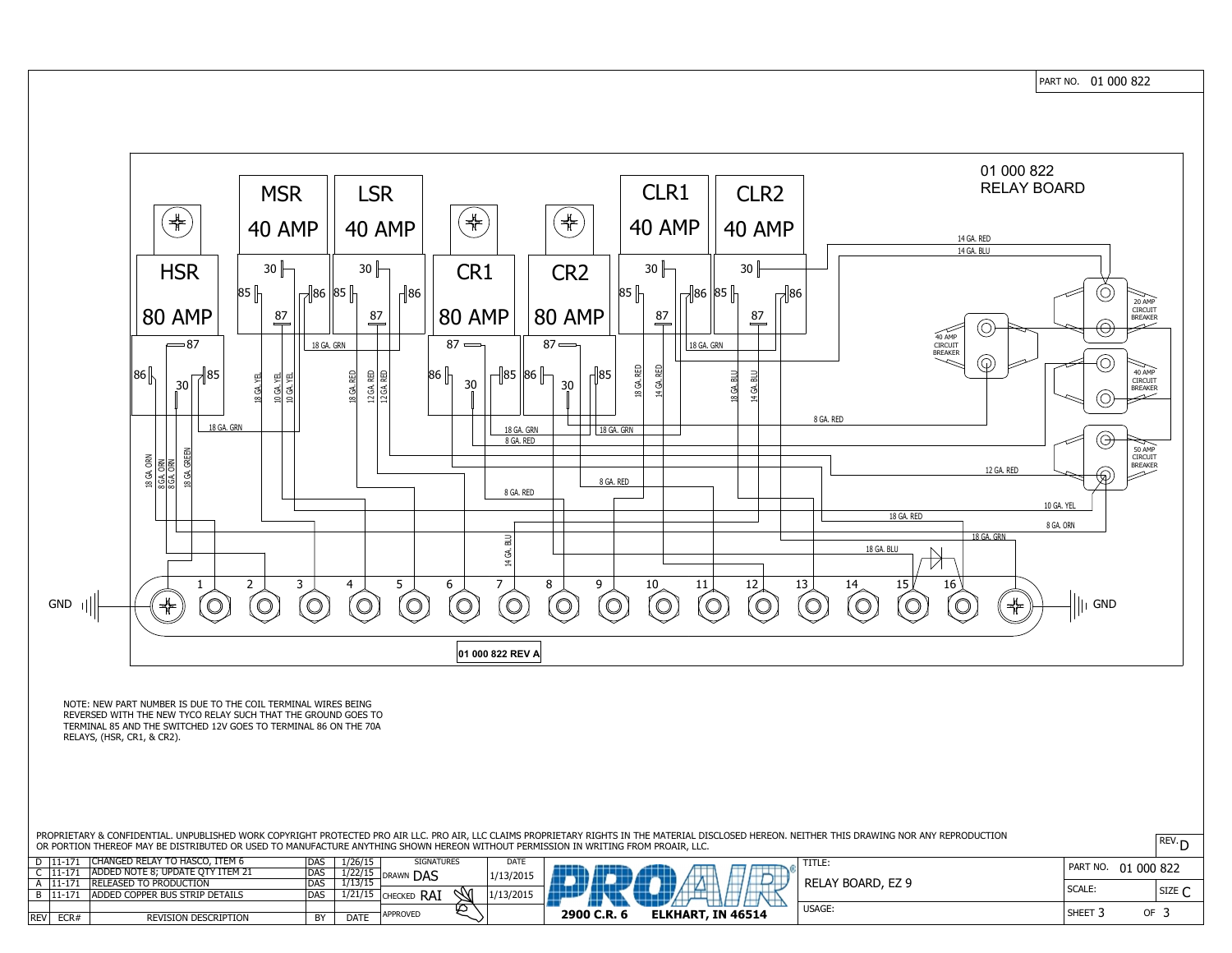PART NO. 01 000 822

01 000 822
RELAY BOARD

HSR 80 AMP
MSR 40 AMP
LSR 40 AMP
CR1 80 AMP
CR2 80 AMP
CLR1 40 AMP
CLR2 40 AMP

14 GA. RED
14 GA. BLU
40 AMP CIRCUIT BREAKER
20 AMP CIRCUIT BREAKER
40 AMP CIRCUIT BREAKER
50 AMP CIRCUIT BREAKER

18 GA. GRN
18 GA. YEL
10 GA. YEL
10 GA. YEL
18 GA. RED
12 GA. RED
12 GA. RED
18 GA. RED
14 GA. RED
18 GA. BLU
14 GA. BLU
18 GA. ORN
8 GA. ORN
8 GA. ORN
18 GA. GREEN
8 GA. RED
12 GA. RED
10 GA. YEL
8 GA. ORN
18 GA. RED
18 GA. GRN
18 GA. BLU
14 GA. BLU

GND 1 2 3 4 5 6 7 8 9 10 11 12 13 14 15 16 GND

01 000 822 REV A

NOTE: NEW PART NUMBER IS DUE TO THE COIL TERMINAL WIRES BEING REVERSED WITH THE NEW TYCO RELAY SUCH THAT THE GROUND GOES TO TERMINAL 85 AND THE SWITCHED 12V GOES TO TERMINAL 86 ON THE 70A RELAYS, (HSR, CR1, & CR2).

PROPRIETARY & CONFIDENTIAL. UNPUBLISHED WORK COPYRIGHT PROTECTED PRO AIR LLC. PRO AIR, LLC CLAIMS PROPRIETARY RIGHTS IN THE MATERIAL DISCLOSED HEREON. NEITHER THIS DRAWING NOR ANY REPRODUCTION OR PORTION THEREOF MAY BE DISTRIBUTED OR USED TO MANUFACTURE ANYTHING SHOWN HEREON WITHOUT PERMISSION IN WRITING FROM PROAIR, LLC.

| REV | ECR# | REVISION DESCRIPTION | BY | DATE |
|---|---|---|---|---|
| D | 11-171 | CHANGED RELAY TO HASCO, ITEM 6 | DAS | 1/26/15 |
| C | 11-171 | ADDED NOTE 8; UPDATE QTY ITEM 21 | DAS | 1/22/15 |
| A | 11-171 | RELEASED TO PRODUCTION | DAS | 1/13/15 |
| B | 11-171 | ADDED COPPER BUS STRIP DETAILS | DAS | 1/21/15 |

| SIGNATURES | DATE |
|---|---|
| DRAWN DAS | 1/13/2015 |
| CHECKED RAI | 1/13/2015 |
| APPROVED | |

PROAIR®
2900 C.R. 6 ELKHART, IN 46514

TITLE: RELAY BOARD, EZ 9
USAGE:

PART NO. 01 000 822
REV. D
SCALE:
SIZE C
SHEET 3 OF 3